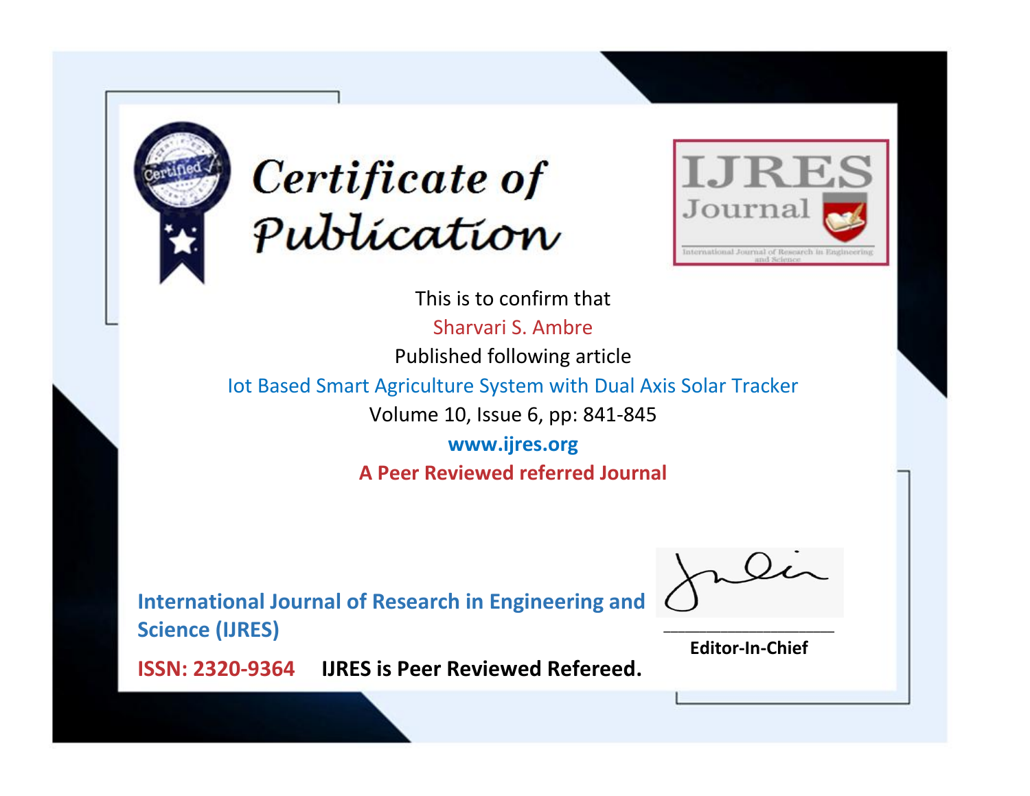# Certificate of Publication

IJRES Journal

International Journal of Research in Engineering and Science

This is to confirm that

Sharvari S. Ambre

Published following article

Iot Based Smart Agriculture System with Dual Axis Solar Tracker

Volume 10, Issue 6, pp: 841-845

**www.ijres.org**

**A Peer Reviewed referred Journal**

**International Journal of Research in Engineering and Science (IJRES)**

**ISSN: 2320-9364** **IJRES is Peer Reviewed Refereed.**

**Editor-In-Chief**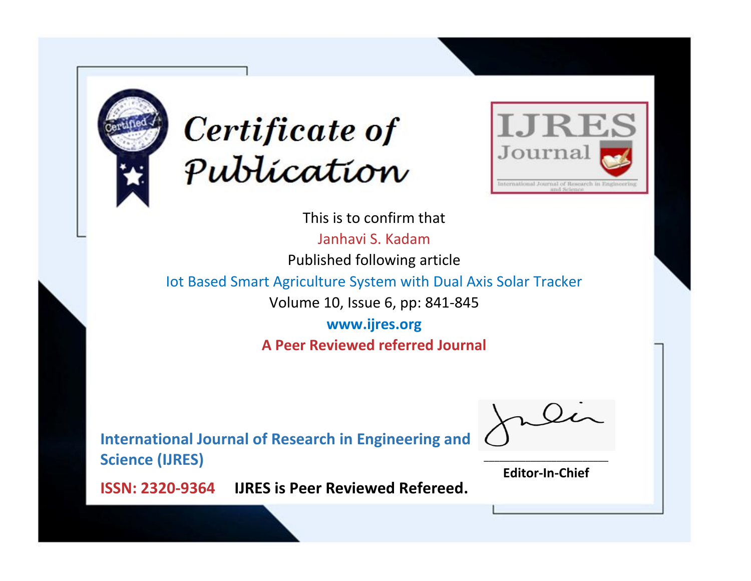# Certificate of Publication

**IJRES Journal**

International Journal of Research in Engineering and Science

This is to confirm that

Janhavi S. Kadam

Published following article

Iot Based Smart Agriculture System with Dual Axis Solar Tracker

Volume 10, Issue 6, pp: 841-845

**www.ijres.org**

**A Peer Reviewed referred Journal**

**International Journal of Research in Engineering and Science (IJRES)**

**ISSN: 2320-9364** **IJRES is Peer Reviewed Refereed.**

**Editor-In-Chief**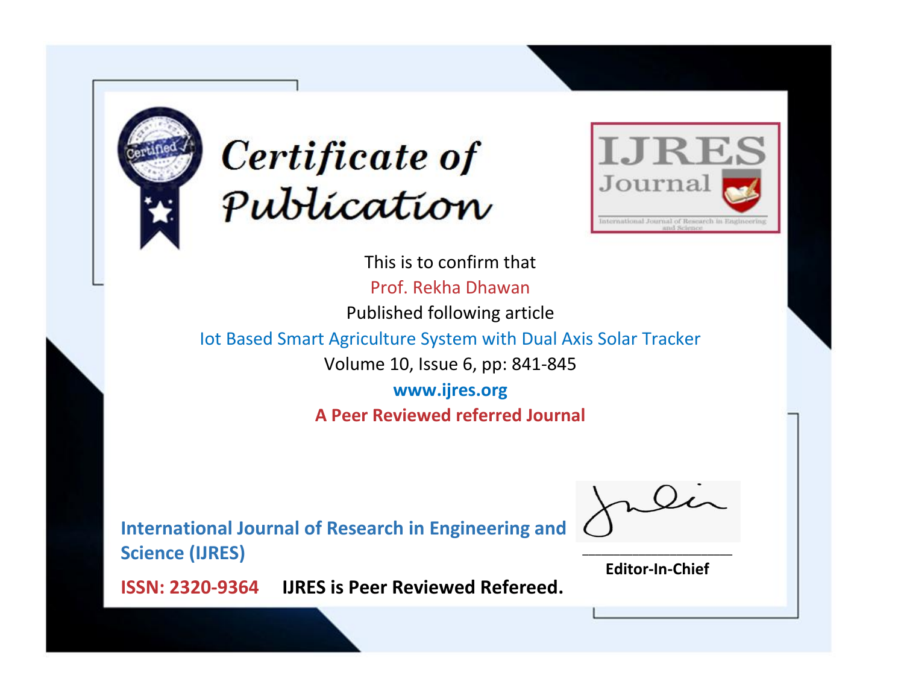# Certificate of Publication

IJRES Journal

International Journal of Research in Engineering and Science

This is to confirm that

Prof. Rekha Dhawan

Published following article

Iot Based Smart Agriculture System with Dual Axis Solar Tracker

Volume 10, Issue 6, pp: 841-845

**www.ijres.org**

**A Peer Reviewed referred Journal**

**International Journal of Research in Engineering and Science (IJRES)**

**ISSN: 2320-9364** **IJRES is Peer Reviewed Refereed.**

**Editor-In-Chief**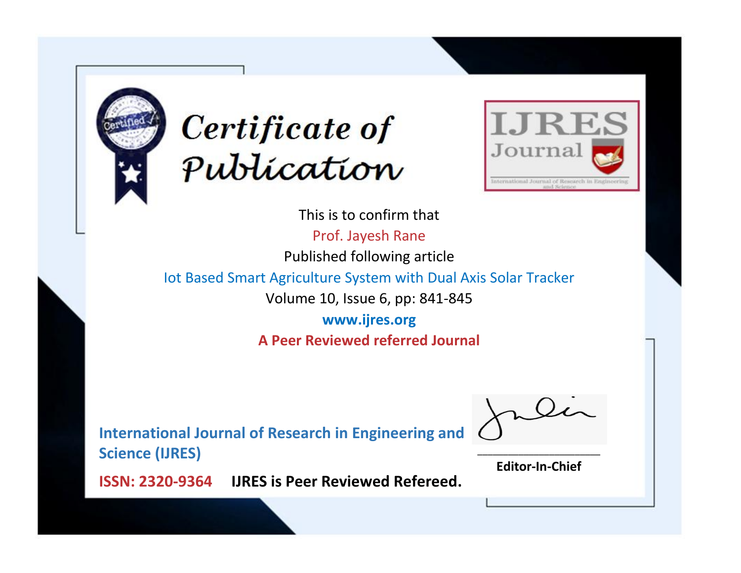# Certificate of Publication

IJRES Journal

International Journal of Research in Engineering and Science

This is to confirm that

Prof. Jayesh Rane

Published following article

Iot Based Smart Agriculture System with Dual Axis Solar Tracker

Volume 10, Issue 6, pp: 841-845

**www.ijres.org**

**A Peer Reviewed referred Journal**

**International Journal of Research in Engineering and Science (IJRES)**

**ISSN: 2320-9364** **IJRES is Peer Reviewed Refereed.**

**Editor-In-Chief**